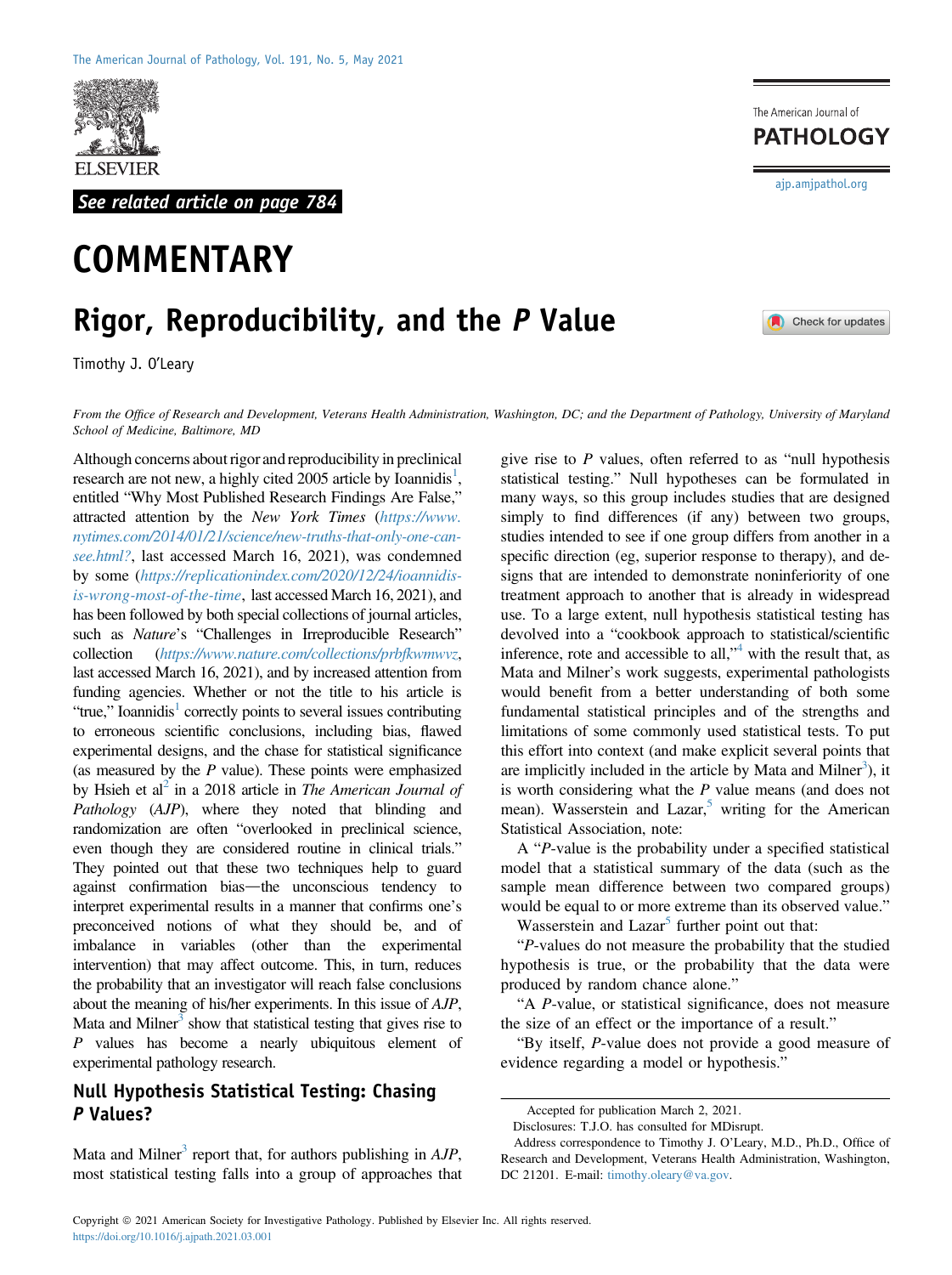See related article on page 784

# COMMENTARY

# Rigor, Reproducibility, and the *P* Value

Timothy J. O'Leary

*From the Office of Research and Development, Veterans Health Administration, Washington, DC; and the Department of Pathology, University of Maryland School of Medicine, Baltimore, MD*

Although concerns about rigor and reproducibility in preclinical research are not new, a highly cited 2005 article by Ioannidis[1], entitled "Why Most Published Research Findings Are False," attracted attention by the *New York Times* (*https://www.nytimes.com/2014/01/21/science/new-truths-that-only-one-can-see.html?*, last accessed March 16, 2021), was condemned by some (*https://replicationindex.com/2020/12/24/ioannidis-is-wrong-most-of-the-time*, last accessed March 16, 2021), and has been followed by both special collections of journal articles, such as *Nature*'s "Challenges in Irreproducible Research" collection (*https://www.nature.com/collections/prbfkwmwvz*, last accessed March 16, 2021), and by increased attention from funding agencies. Whether or not the title to his article is "true," Ioannidis[1] correctly points to several issues contributing to erroneous scientific conclusions, including bias, flawed experimental designs, and the chase for statistical significance (as measured by the *P* value). These points were emphasized by Hsieh et al[2] in a 2018 article in *The American Journal of Pathology* (*AJP*), where they noted that blinding and randomization are often "overlooked in preclinical science, even though they are considered routine in clinical trials." They pointed out that these two techniques help to guard against confirmation bias—the unconscious tendency to interpret experimental results in a manner that confirms one's preconceived notions of what they should be, and of imbalance in variables (other than the experimental intervention) that may affect outcome. This, in turn, reduces the probability that an investigator will reach false conclusions about the meaning of his/her experiments. In this issue of *AJP*, Mata and Milner[3] show that statistical testing that gives rise to *P* values has become a nearly ubiquitous element of experimental pathology research.

## Null Hypothesis Statistical Testing: Chasing *P* Values?

Mata and Milner[3] report that, for authors publishing in *AJP*, most statistical testing falls into a group of approaches that give rise to *P* values, often referred to as "null hypothesis statistical testing." Null hypotheses can be formulated in many ways, so this group includes studies that are designed simply to find differences (if any) between two groups, studies intended to see if one group differs from another in a specific direction (eg, superior response to therapy), and designs that are intended to demonstrate noninferiority of one treatment approach to another that is already in widespread use. To a large extent, null hypothesis statistical testing has devolved into a "cookbook approach to statistical/scientific inference, rote and accessible to all,"[4] with the result that, as Mata and Milner's work suggests, experimental pathologists would benefit from a better understanding of both some fundamental statistical principles and of the strengths and limitations of some commonly used statistical tests. To put this effort into context (and make explicit several points that are implicitly included in the article by Mata and Milner[3]), it is worth considering what the *P* value means (and does not mean). Wasserstein and Lazar,[5] writing for the American Statistical Association, note:

A "*P*-value is the probability under a specified statistical model that a statistical summary of the data (such as the sample mean difference between two compared groups) would be equal to or more extreme than its observed value."

Wasserstein and Lazar[5] further point out that:

"*P*-values do not measure the probability that the studied hypothesis is true, or the probability that the data were produced by random chance alone."

"A *P*-value, or statistical significance, does not measure the size of an effect or the importance of a result."

"By itself, *P*-value does not provide a good measure of evidence regarding a model or hypothesis."

Accepted for publication March 2, 2021.

Disclosures: T.J.O. has consulted for MDisrupt.

Address correspondence to Timothy J. O'Leary, M.D., Ph.D., Office of Research and Development, Veterans Health Administration, Washington, DC 21201. E-mail: timothy.oleary@va.gov.

Copyright © 2021 American Society for Investigative Pathology. Published by Elsevier Inc. All rights reserved.
https://doi.org/10.1016/j.ajpath.2021.03.001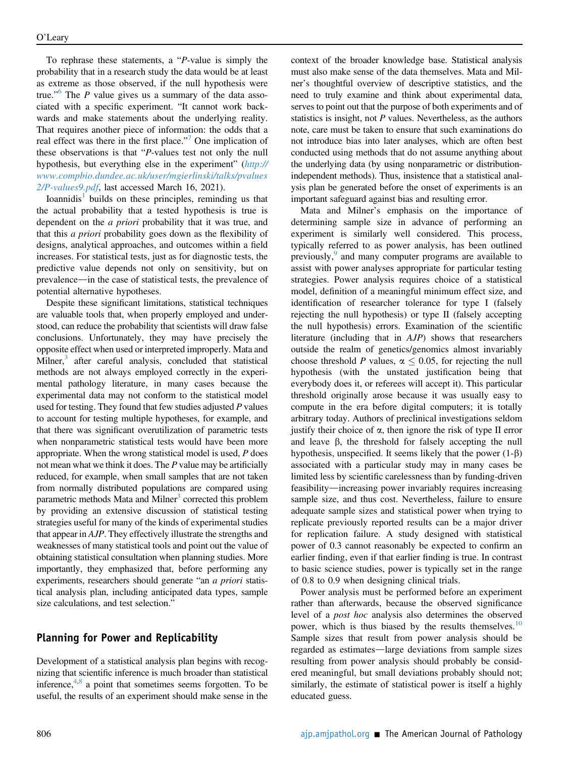To rephrase these statements, a "*P*-value is simply the probability that in a research study the data would be at least as extreme as those observed, if the null hypothesis were true."[6] The *P* value gives us a summary of the data associated with a specific experiment. "It cannot work backwards and make statements about the underlying reality. That requires another piece of information: the odds that a real effect was there in the first place."[7] One implication of these observations is that "*P*-values test not only the null hypothesis, but everything else in the experiment" (*http://www.compbio.dundee.ac.uk/user/mgierlinski/talks/pvalues2/P-values9.pdf*, last accessed March 16, 2021).

Ioannidis[1] builds on these principles, reminding us that the actual probability that a tested hypothesis is true is dependent on the *a priori* probability that it was true, and that this *a priori* probability goes down as the flexibility of designs, analytical approaches, and outcomes within a field increases. For statistical tests, just as for diagnostic tests, the predictive value depends not only on sensitivity, but on prevalence—in the case of statistical tests, the prevalence of potential alternative hypotheses.

Despite these significant limitations, statistical techniques are valuable tools that, when properly employed and understood, can reduce the probability that scientists will draw false conclusions. Unfortunately, they may have precisely the opposite effect when used or interpreted improperly. Mata and Milner,[3] after careful analysis, concluded that statistical methods are not always employed correctly in the experimental pathology literature, in many cases because the experimental data may not conform to the statistical model used for testing. They found that few studies adjusted *P* values to account for testing multiple hypotheses, for example, and that there was significant overutilization of parametric tests when nonparametric statistical tests would have been more appropriate. When the wrong statistical model is used, *P* does not mean what we think it does. The *P* value may be artificially reduced, for example, when small samples that are not taken from normally distributed populations are compared using parametric methods Mata and Milner[3] corrected this problem by providing an extensive discussion of statistical testing strategies useful for many of the kinds of experimental studies that appear in *AJP*. They effectively illustrate the strengths and weaknesses of many statistical tools and point out the value of obtaining statistical consultation when planning studies. More importantly, they emphasized that, before performing any experiments, researchers should generate "an *a priori* statistical analysis plan, including anticipated data types, sample size calculations, and test selection."

## Planning for Power and Replicability

Development of a statistical analysis plan begins with recognizing that scientific inference is much broader than statistical inference,[4,8] a point that sometimes seems forgotten. To be useful, the results of an experiment should make sense in the context of the broader knowledge base. Statistical analysis must also make sense of the data themselves. Mata and Milner's thoughtful overview of descriptive statistics, and the need to truly examine and think about experimental data, serves to point out that the purpose of both experiments and of statistics is insight, not *P* values. Nevertheless, as the authors note, care must be taken to ensure that such examinations do not introduce bias into later analyses, which are often best conducted using methods that do not assume anything about the underlying data (by using nonparametric or distribution-independent methods). Thus, insistence that a statistical analysis plan be generated before the onset of experiments is an important safeguard against bias and resulting error.

Mata and Milner's emphasis on the importance of determining sample size in advance of performing an experiment is similarly well considered. This process, typically referred to as power analysis, has been outlined previously,[9] and many computer programs are available to assist with power analyses appropriate for particular testing strategies. Power analysis requires choice of a statistical model, definition of a meaningful minimum effect size, and identification of researcher tolerance for type I (falsely rejecting the null hypothesis) or type II (falsely accepting the null hypothesis) errors. Examination of the scientific literature (including that in *AJP*) shows that researchers outside the realm of genetics/genomics almost invariably choose threshold *P* values, $\alpha \leq 0.05$, for rejecting the null hypothesis (with the unstated justification being that everybody does it, or referees will accept it). This particular threshold originally arose because it was usually easy to compute in the era before digital computers; it is totally arbitrary today. Authors of preclinical investigations seldom justify their choice of $\alpha$, then ignore the risk of type II error and leave $\beta$, the threshold for falsely accepting the null hypothesis, unspecified. It seems likely that the power $(1\text{-}\beta)$ associated with a particular study may in many cases be limited less by scientific carelessness than by funding-driven feasibility—increasing power invariably requires increasing sample size, and thus cost. Nevertheless, failure to ensure adequate sample sizes and statistical power when trying to replicate previously reported results can be a major driver for replication failure. A study designed with statistical power of 0.3 cannot reasonably be expected to confirm an earlier finding, even if that earlier finding is true. In contrast to basic science studies, power is typically set in the range of 0.8 to 0.9 when designing clinical trials.

Power analysis must be performed before an experiment rather than afterwards, because the observed significance level of a *post hoc* analysis also determines the observed power, which is thus biased by the results themselves.[10] Sample sizes that result from power analysis should be regarded as estimates—large deviations from sample sizes resulting from power analysis should probably be considered meaningful, but small deviations probably should not; similarly, the estimate of statistical power is itself a highly educated guess.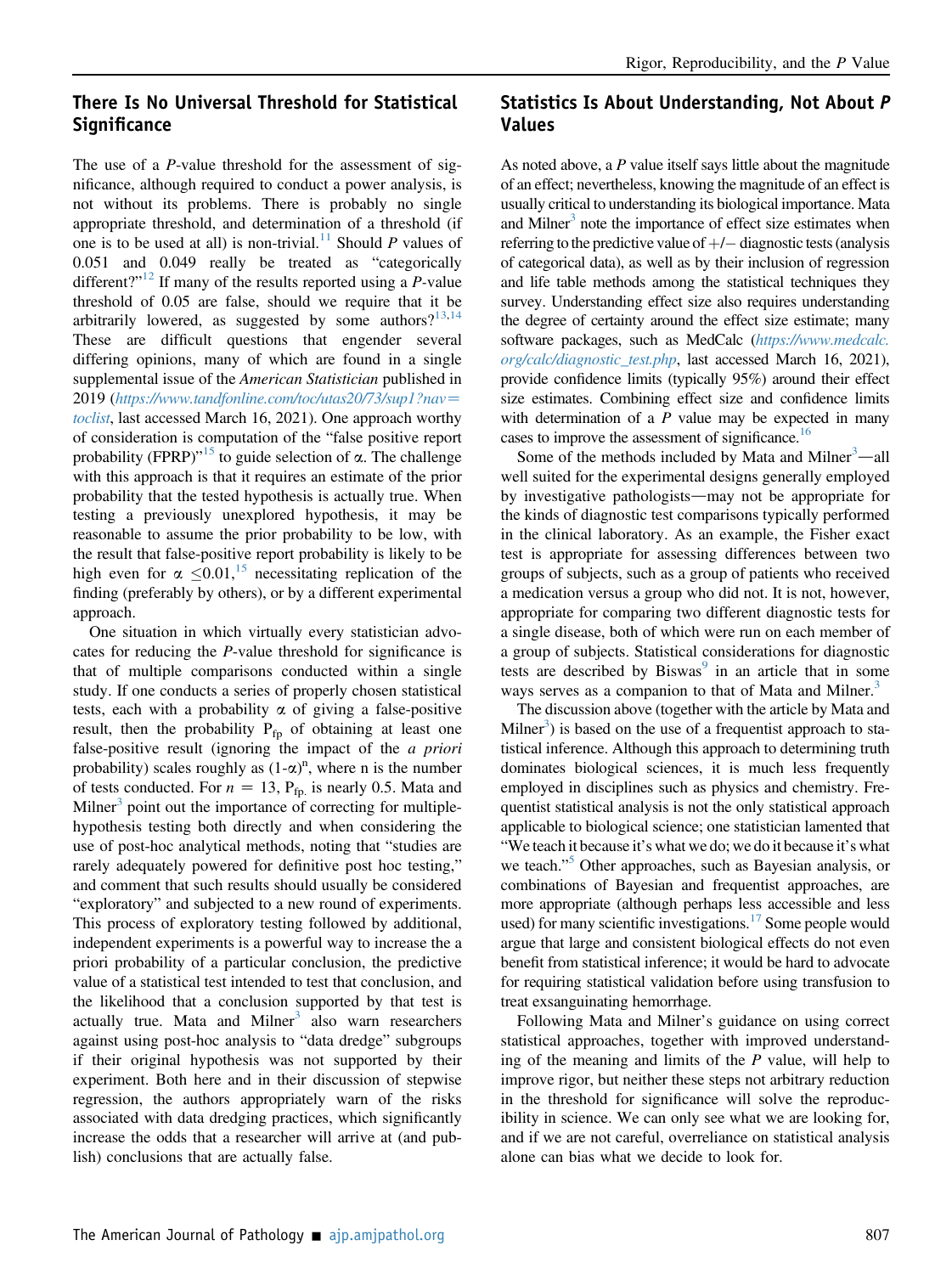## There Is No Universal Threshold for Statistical Significance

The use of a *P*-value threshold for the assessment of significance, although required to conduct a power analysis, is not without its problems. There is probably no single appropriate threshold, and determination of a threshold (if one is to be used at all) is non-trivial.[11] Should *P* values of 0.051 and 0.049 really be treated as "categorically different?"[12] If many of the results reported using a *P*-value threshold of 0.05 are false, should we require that it be arbitrarily lowered, as suggested by some authors?[13,14] These are difficult questions that engender several differing opinions, many of which are found in a single supplemental issue of the *American Statistician* published in 2019 (*https://www.tandfonline.com/toc/utas20/73/sup1?nav=toclist*, last accessed March 16, 2021). One approach worthy of consideration is computation of the "false positive report probability (FPRP)"[15] to guide selection of α. The challenge with this approach is that it requires an estimate of the prior probability that the tested hypothesis is actually true. When testing a previously unexplored hypothesis, it may be reasonable to assume the prior probability to be low, with the result that false-positive report probability is likely to be high even for $\alpha \leq 0.01$,[15] necessitating replication of the finding (preferably by others), or by a different experimental approach.

One situation in which virtually every statistician advocates for reducing the *P*-value threshold for significance is that of multiple comparisons conducted within a single study. If one conducts a series of properly chosen statistical tests, each with a probability α of giving a false-positive result, then the probability $P_{fp}$ of obtaining at least one false-positive result (ignoring the impact of the *a priori* probability) scales roughly as $(1\text{-}\alpha)^n$, where n is the number of tests conducted. For $n = 13$, $P_{fp}$ is nearly 0.5. Mata and Milner[3] point out the importance of correcting for multiple-hypothesis testing both directly and when considering the use of post-hoc analytical methods, noting that "studies are rarely adequately powered for definitive post hoc testing," and comment that such results should usually be considered "exploratory" and subjected to a new round of experiments. This process of exploratory testing followed by additional, independent experiments is a powerful way to increase the a priori probability of a particular conclusion, the predictive value of a statistical test intended to test that conclusion, and the likelihood that a conclusion supported by that test is actually true. Mata and Milner[3] also warn researchers against using post-hoc analysis to "data dredge" subgroups if their original hypothesis was not supported by their experiment. Both here and in their discussion of stepwise regression, the authors appropriately warn of the risks associated with data dredging practices, which significantly increase the odds that a researcher will arrive at (and publish) conclusions that are actually false.

## Statistics Is About Understanding, Not About *P* Values

As noted above, a *P* value itself says little about the magnitude of an effect; nevertheless, knowing the magnitude of an effect is usually critical to understanding its biological importance. Mata and Milner[3] note the importance of effect size estimates when referring to the predictive value of +/− diagnostic tests (analysis of categorical data), as well as by their inclusion of regression and life table methods among the statistical techniques they survey. Understanding effect size also requires understanding the degree of certainty around the effect size estimate; many software packages, such as MedCalc (*https://www.medcalc.org/calc/diagnostic_test.php*, last accessed March 16, 2021), provide confidence limits (typically 95%) around their effect size estimates. Combining effect size and confidence limits with determination of a *P* value may be expected in many cases to improve the assessment of significance.[16]

Some of the methods included by Mata and Milner[3]—all well suited for the experimental designs generally employed by investigative pathologists—may not be appropriate for the kinds of diagnostic test comparisons typically performed in the clinical laboratory. As an example, the Fisher exact test is appropriate for assessing differences between two groups of subjects, such as a group of patients who received a medication versus a group who did not. It is not, however, appropriate for comparing two different diagnostic tests for a single disease, both of which were run on each member of a group of subjects. Statistical considerations for diagnostic tests are described by Biswas[9] in an article that in some ways serves as a companion to that of Mata and Milner.[3]

The discussion above (together with the article by Mata and Milner[3]) is based on the use of a frequentist approach to statistical inference. Although this approach to determining truth dominates biological sciences, it is much less frequently employed in disciplines such as physics and chemistry. Frequentist statistical analysis is not the only statistical approach applicable to biological science; one statistician lamented that "We teach it because it's what we do; we do it because it's what we teach."[5] Other approaches, such as Bayesian analysis, or combinations of Bayesian and frequentist approaches, are more appropriate (although perhaps less accessible and less used) for many scientific investigations.[17] Some people would argue that large and consistent biological effects do not even benefit from statistical inference; it would be hard to advocate for requiring statistical validation before using transfusion to treat exsanguinating hemorrhage.

Following Mata and Milner's guidance on using correct statistical approaches, together with improved understanding of the meaning and limits of the *P* value, will help to improve rigor, but neither these steps not arbitrary reduction in the threshold for significance will solve the reproducibility in science. We can only see what we are looking for, and if we are not careful, overreliance on statistical analysis alone can bias what we decide to look for.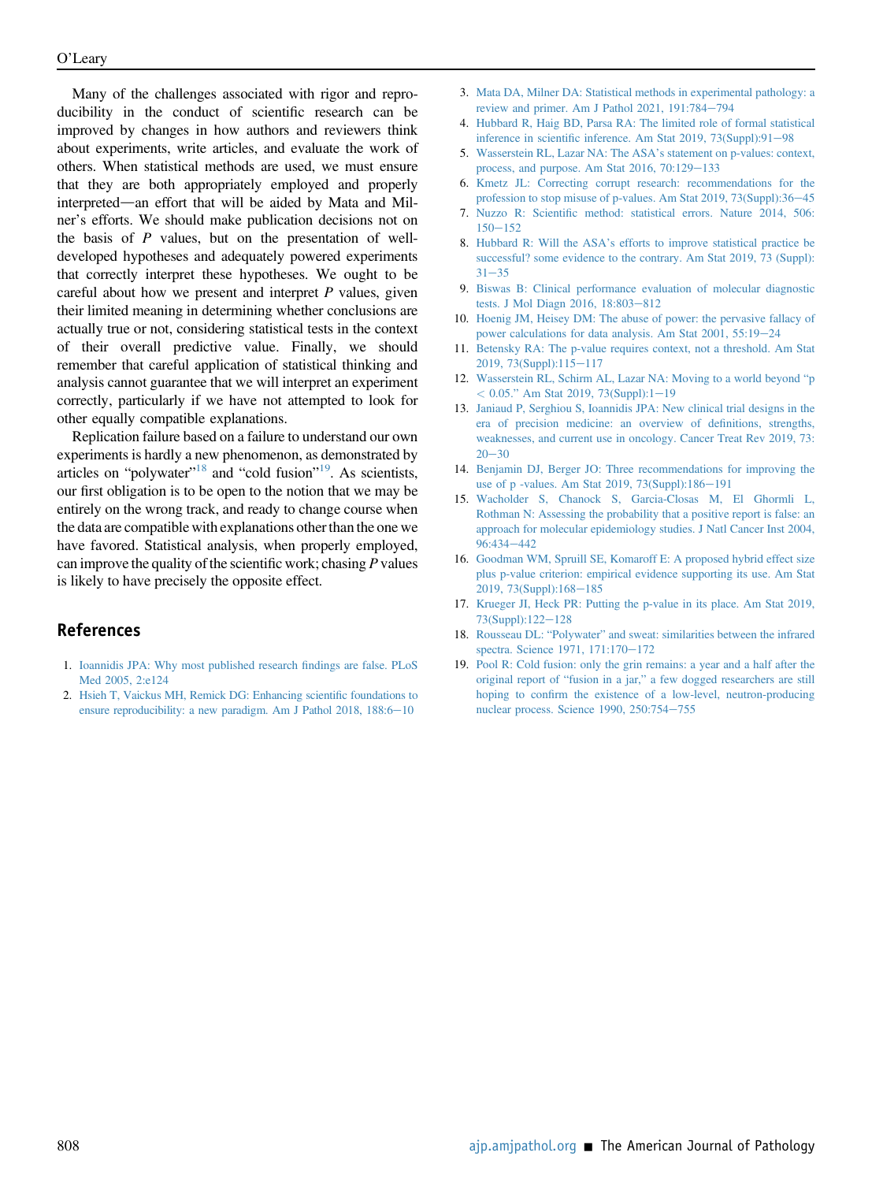Many of the challenges associated with rigor and reproducibility in the conduct of scientific research can be improved by changes in how authors and reviewers think about experiments, write articles, and evaluate the work of others. When statistical methods are used, we must ensure that they are both appropriately employed and properly interpreted—an effort that will be aided by Mata and Milner's efforts. We should make publication decisions not on the basis of *P* values, but on the presentation of well-developed hypotheses and adequately powered experiments that correctly interpret these hypotheses. We ought to be careful about how we present and interpret *P* values, given their limited meaning in determining whether conclusions are actually true or not, considering statistical tests in the context of their overall predictive value. Finally, we should remember that careful application of statistical thinking and analysis cannot guarantee that we will interpret an experiment correctly, particularly if we have not attempted to look for other equally compatible explanations.

Replication failure based on a failure to understand our own experiments is hardly a new phenomenon, as demonstrated by articles on "polywater"[18] and "cold fusion"[19]. As scientists, our first obligation is to be open to the notion that we may be entirely on the wrong track, and ready to change course when the data are compatible with explanations other than the one we have favored. Statistical analysis, when properly employed, can improve the quality of the scientific work; chasing *P* values is likely to have precisely the opposite effect.

## References

1. Ioannidis JPA: Why most published research findings are false. PLoS Med 2005, 2:e124
2. Hsieh T, Vaickus MH, Remick DG: Enhancing scientific foundations to ensure reproducibility: a new paradigm. Am J Pathol 2018, 188:6−10
3. Mata DA, Milner DA: Statistical methods in experimental pathology: a review and primer. Am J Pathol 2021, 191:784−794
4. Hubbard R, Haig BD, Parsa RA: The limited role of formal statistical inference in scientific inference. Am Stat 2019, 73(Suppl):91−98
5. Wasserstein RL, Lazar NA: The ASA's statement on p-values: context, process, and purpose. Am Stat 2016, 70:129−133
6. Kmetz JL: Correcting corrupt research: recommendations for the profession to stop misuse of p-values. Am Stat 2019, 73(Suppl):36−45
7. Nuzzo R: Scientific method: statistical errors. Nature 2014, 506: 150−152
8. Hubbard R: Will the ASA's efforts to improve statistical practice be successful? some evidence to the contrary. Am Stat 2019, 73 (Suppl): 31−35
9. Biswas B: Clinical performance evaluation of molecular diagnostic tests. J Mol Diagn 2016, 18:803−812
10. Hoenig JM, Heisey DM: The abuse of power: the pervasive fallacy of power calculations for data analysis. Am Stat 2001, 55:19−24
11. Betensky RA: The p-value requires context, not a threshold. Am Stat 2019, 73(Suppl):115−117
12. Wasserstein RL, Schirm AL, Lazar NA: Moving to a world beyond "p < 0.05." Am Stat 2019, 73(Suppl):1−19
13. Janiaud P, Serghiou S, Ioannidis JPA: New clinical trial designs in the era of precision medicine: an overview of definitions, strengths, weaknesses, and current use in oncology. Cancer Treat Rev 2019, 73: 20−30
14. Benjamin DJ, Berger JO: Three recommendations for improving the use of p -values. Am Stat 2019, 73(Suppl):186−191
15. Wacholder S, Chanock S, Garcia-Closas M, El Ghormli L, Rothman N: Assessing the probability that a positive report is false: an approach for molecular epidemiology studies. J Natl Cancer Inst 2004, 96:434−442
16. Goodman WM, Spruill SE, Komaroff E: A proposed hybrid effect size plus p-value criterion: empirical evidence supporting its use. Am Stat 2019, 73(Suppl):168−185
17. Krueger JI, Heck PR: Putting the p-value in its place. Am Stat 2019, 73(Suppl):122−128
18. Rousseau DL: "Polywater" and sweat: similarities between the infrared spectra. Science 1971, 171:170−172
19. Pool R: Cold fusion: only the grin remains: a year and a half after the original report of "fusion in a jar," a few dogged researchers are still hoping to confirm the existence of a low-level, neutron-producing nuclear process. Science 1990, 250:754−755